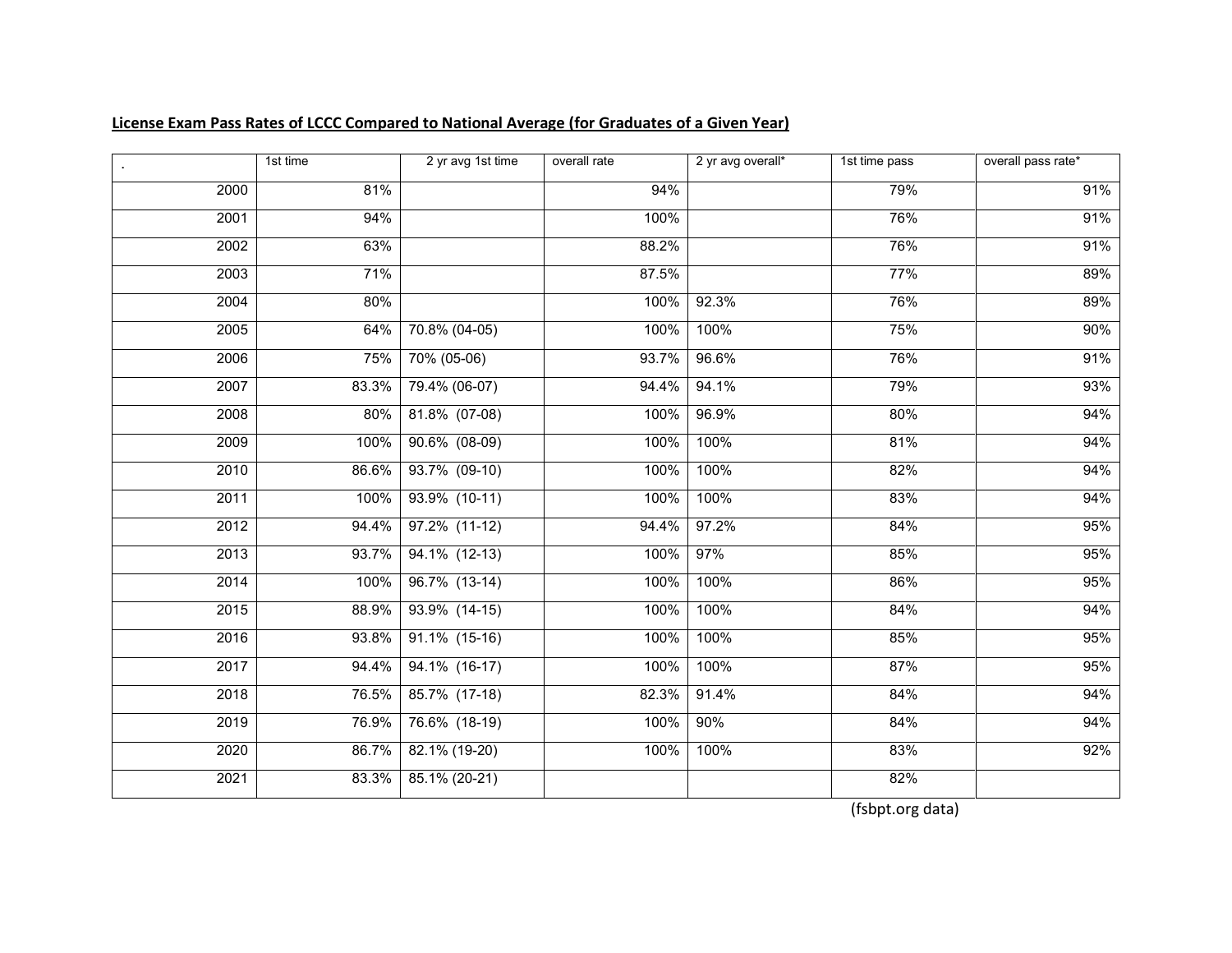**License Exam Pass Rates of LCCC Compared to National Average (for Graduates of a Given Year)**

| . | 1st time | 2 yr avg 1st time | overall rate | 2 yr avg overall* | 1st time pass | overall pass rate* |
|---|---|---|---|---|---|---|
| 2000 | 81% | | 94% | | 79% | 91% |
| 2001 | 94% | | 100% | | 76% | 91% |
| 2002 | 63% | | 88.2% | | 76% | 91% |
| 2003 | 71% | | 87.5% | | 77% | 89% |
| 2004 | 80% | | 100% | 92.3% | 76% | 89% |
| 2005 | 64% | 70.8% (04-05) | 100% | 100% | 75% | 90% |
| 2006 | 75% | 70% (05-06) | 93.7% | 96.6% | 76% | 91% |
| 2007 | 83.3% | 79.4% (06-07) | 94.4% | 94.1% | 79% | 93% |
| 2008 | 80% | 81.8% (07-08) | 100% | 96.9% | 80% | 94% |
| 2009 | 100% | 90.6% (08-09) | 100% | 100% | 81% | 94% |
| 2010 | 86.6% | 93.7% (09-10) | 100% | 100% | 82% | 94% |
| 2011 | 100% | 93.9% (10-11) | 100% | 100% | 83% | 94% |
| 2012 | 94.4% | 97.2% (11-12) | 94.4% | 97.2% | 84% | 95% |
| 2013 | 93.7% | 94.1% (12-13) | 100% | 97% | 85% | 95% |
| 2014 | 100% | 96.7% (13-14) | 100% | 100% | 86% | 95% |
| 2015 | 88.9% | 93.9% (14-15) | 100% | 100% | 84% | 94% |
| 2016 | 93.8% | 91.1% (15-16) | 100% | 100% | 85% | 95% |
| 2017 | 94.4% | 94.1% (16-17) | 100% | 100% | 87% | 95% |
| 2018 | 76.5% | 85.7% (17-18) | 82.3% | 91.4% | 84% | 94% |
| 2019 | 76.9% | 76.6% (18-19) | 100% | 90% | 84% | 94% |
| 2020 | 86.7% | 82.1% (19-20) | 100% | 100% | 83% | 92% |
| 2021 | 83.3% | 85.1% (20-21) | | | 82% | |

(fsbpt.org data)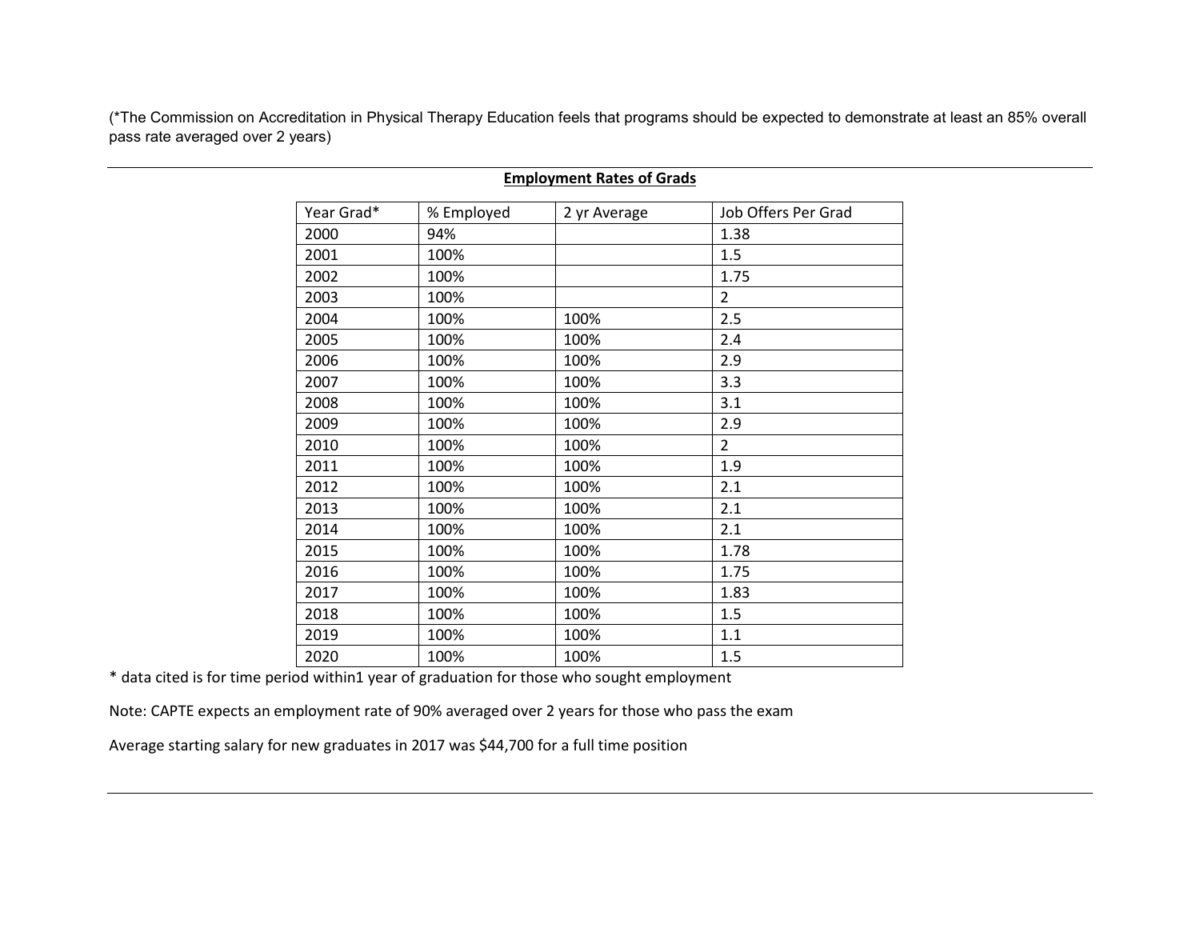(*The Commission on Accreditation in Physical Therapy Education feels that programs should be expected to demonstrate at least an 85% overall pass rate averaged over 2 years)

---

**Employment Rates of Grads**

| Year Grad* | % Employed | 2 yr Average | Job Offers Per Grad |
|---|---|---|---|
| 2000 | 94% | | 1.38 |
| 2001 | 100% | | 1.5 |
| 2002 | 100% | | 1.75 |
| 2003 | 100% | | 2 |
| 2004 | 100% | 100% | 2.5 |
| 2005 | 100% | 100% | 2.4 |
| 2006 | 100% | 100% | 2.9 |
| 2007 | 100% | 100% | 3.3 |
| 2008 | 100% | 100% | 3.1 |
| 2009 | 100% | 100% | 2.9 |
| 2010 | 100% | 100% | 2 |
| 2011 | 100% | 100% | 1.9 |
| 2012 | 100% | 100% | 2.1 |
| 2013 | 100% | 100% | 2.1 |
| 2014 | 100% | 100% | 2.1 |
| 2015 | 100% | 100% | 1.78 |
| 2016 | 100% | 100% | 1.75 |
| 2017 | 100% | 100% | 1.83 |
| 2018 | 100% | 100% | 1.5 |
| 2019 | 100% | 100% | 1.1 |
| 2020 | 100% | 100% | 1.5 |

* data cited is for time period within1 year of graduation for those who sought employment

Note: CAPTE expects an employment rate of 90% averaged over 2 years for those who pass the exam

Average starting salary for new graduates in 2017 was $44,700 for a full time position

---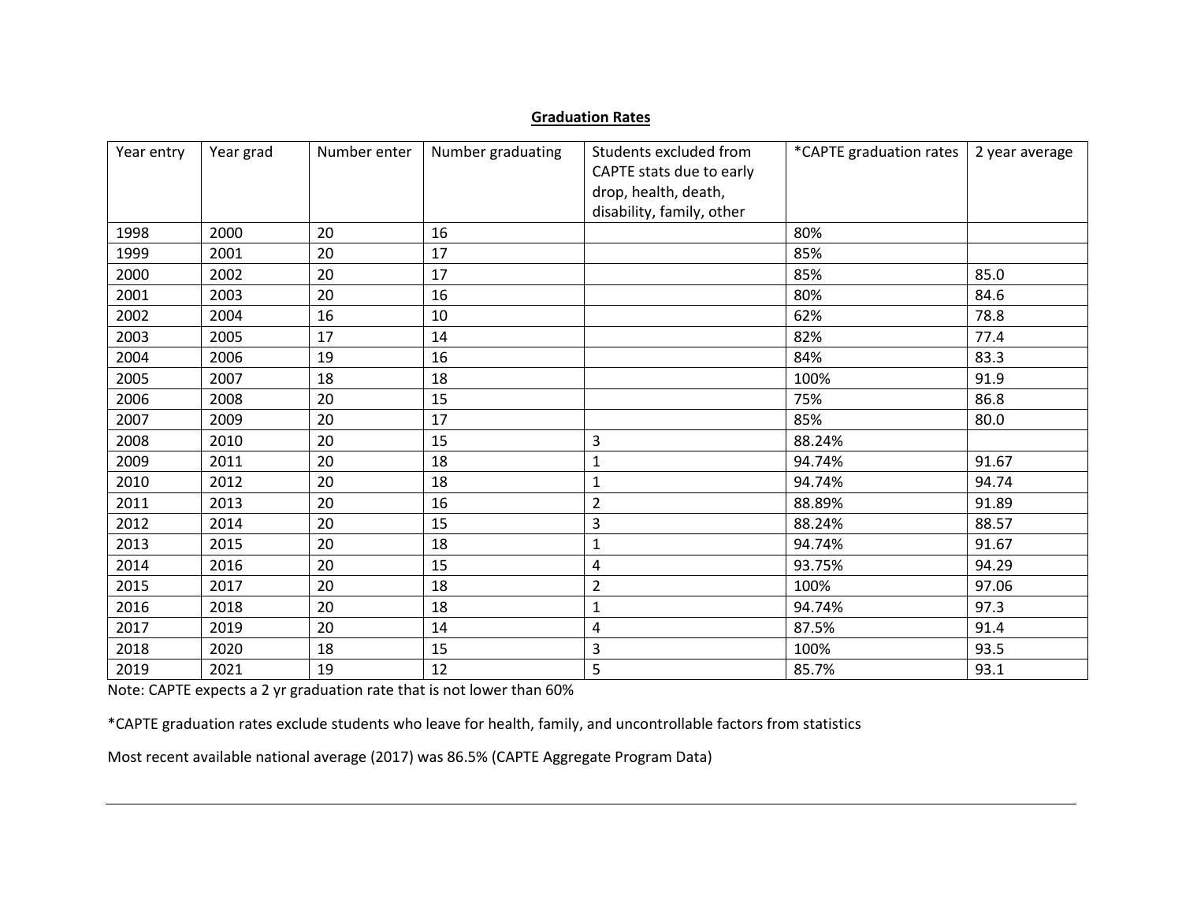**Graduation Rates**

| Year entry | Year grad | Number enter | Number graduating | Students excluded from CAPTE stats due to early drop, health, death, disability, family, other | *CAPTE graduation rates | 2 year average |
|---|---|---|---|---|---|---|
| 1998 | 2000 | 20 | 16 | | 80% | |
| 1999 | 2001 | 20 | 17 | | 85% | |
| 2000 | 2002 | 20 | 17 | | 85% | 85.0 |
| 2001 | 2003 | 20 | 16 | | 80% | 84.6 |
| 2002 | 2004 | 16 | 10 | | 62% | 78.8 |
| 2003 | 2005 | 17 | 14 | | 82% | 77.4 |
| 2004 | 2006 | 19 | 16 | | 84% | 83.3 |
| 2005 | 2007 | 18 | 18 | | 100% | 91.9 |
| 2006 | 2008 | 20 | 15 | | 75% | 86.8 |
| 2007 | 2009 | 20 | 17 | | 85% | 80.0 |
| 2008 | 2010 | 20 | 15 | 3 | 88.24% | |
| 2009 | 2011 | 20 | 18 | 1 | 94.74% | 91.67 |
| 2010 | 2012 | 20 | 18 | 1 | 94.74% | 94.74 |
| 2011 | 2013 | 20 | 16 | 2 | 88.89% | 91.89 |
| 2012 | 2014 | 20 | 15 | 3 | 88.24% | 88.57 |
| 2013 | 2015 | 20 | 18 | 1 | 94.74% | 91.67 |
| 2014 | 2016 | 20 | 15 | 4 | 93.75% | 94.29 |
| 2015 | 2017 | 20 | 18 | 2 | 100% | 97.06 |
| 2016 | 2018 | 20 | 18 | 1 | 94.74% | 97.3 |
| 2017 | 2019 | 20 | 14 | 4 | 87.5% | 91.4 |
| 2018 | 2020 | 18 | 15 | 3 | 100% | 93.5 |
| 2019 | 2021 | 19 | 12 | 5 | 85.7% | 93.1 |

Note: CAPTE expects a 2 yr graduation rate that is not lower than 60%

*CAPTE graduation rates exclude students who leave for health, family, and uncontrollable factors from statistics

Most recent available national average (2017) was 86.5% (CAPTE Aggregate Program Data)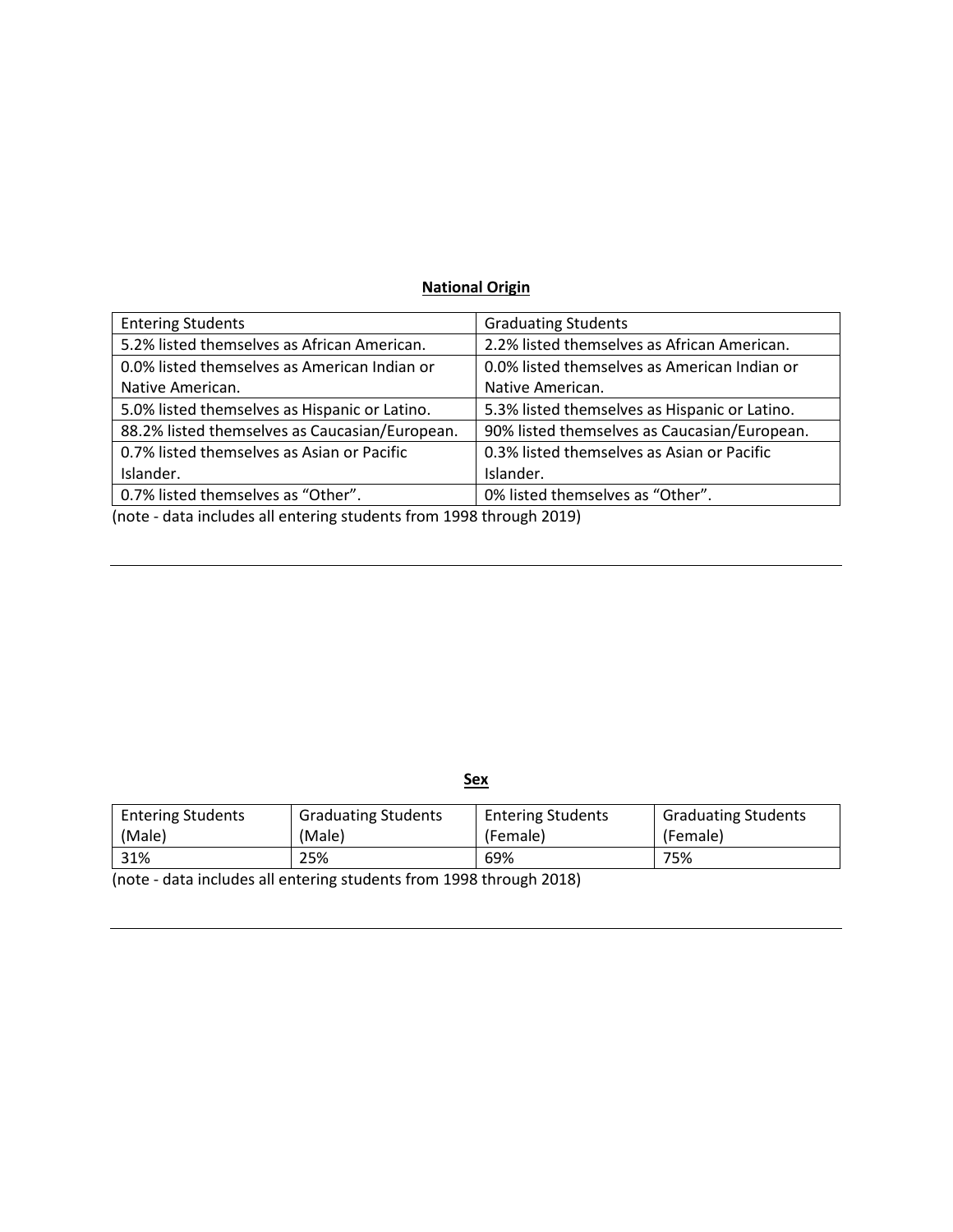**National Origin**

| Entering Students | Graduating Students |
|---|---|
| 5.2% listed themselves as African American. | 2.2% listed themselves as African American. |
| 0.0% listed themselves as American Indian or Native American. | 0.0% listed themselves as American Indian or Native American. |
| 5.0% listed themselves as Hispanic or Latino. | 5.3% listed themselves as Hispanic or Latino. |
| 88.2% listed themselves as Caucasian/European. | 90% listed themselves as Caucasian/European. |
| 0.7% listed themselves as Asian or Pacific Islander. | 0.3% listed themselves as Asian or Pacific Islander. |
| 0.7% listed themselves as "Other". | 0% listed themselves as "Other". |

(note - data includes all entering students from 1998 through 2019)

---

**Sex**

| Entering Students (Male) | Graduating Students (Male) | Entering Students (Female) | Graduating Students (Female) |
|---|---|---|---|
| 31% | 25% | 69% | 75% |

(note - data includes all entering students from 1998 through 2018)

---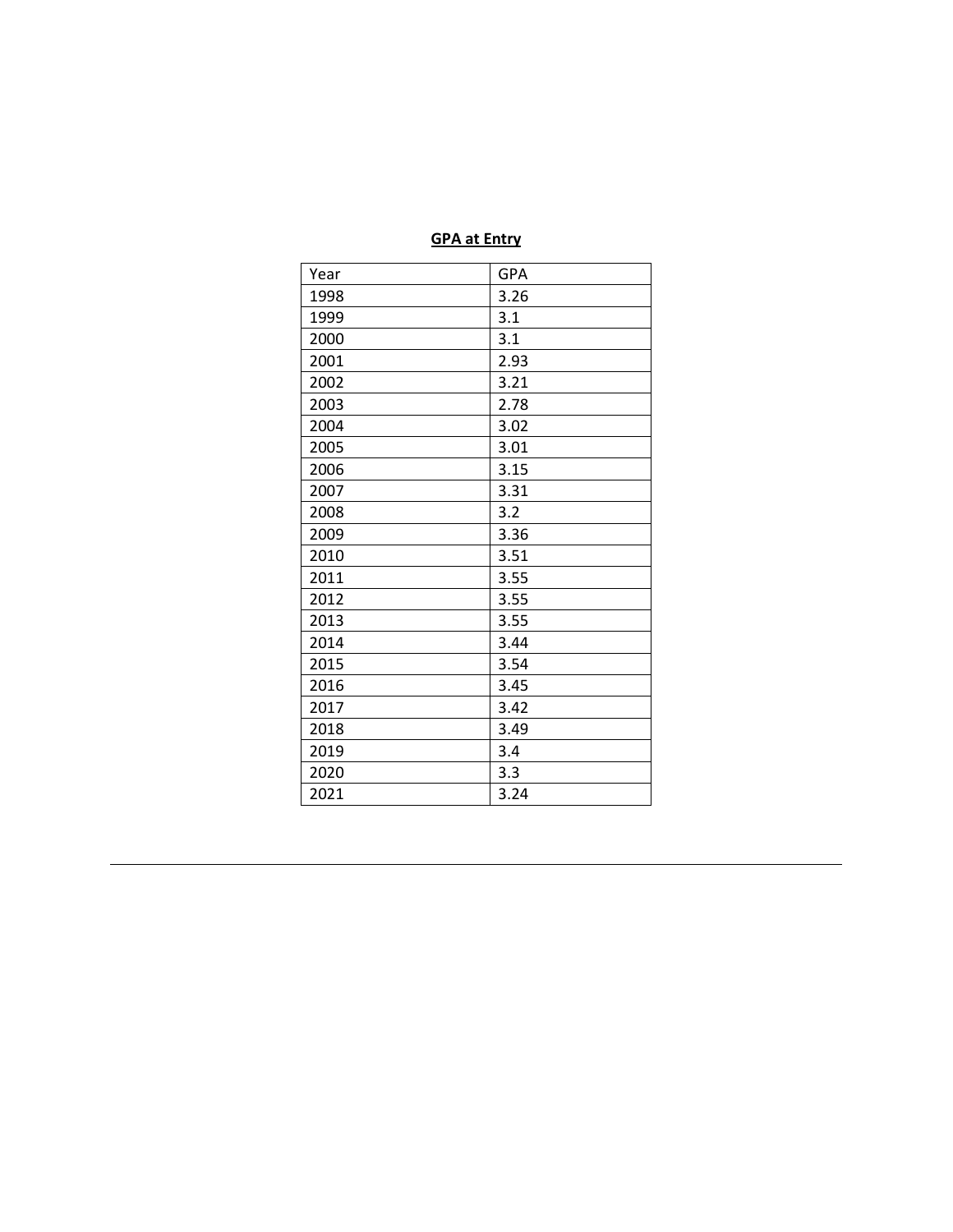**GPA at Entry**

| Year | GPA |
|---|---|
| 1998 | 3.26 |
| 1999 | 3.1 |
| 2000 | 3.1 |
| 2001 | 2.93 |
| 2002 | 3.21 |
| 2003 | 2.78 |
| 2004 | 3.02 |
| 2005 | 3.01 |
| 2006 | 3.15 |
| 2007 | 3.31 |
| 2008 | 3.2 |
| 2009 | 3.36 |
| 2010 | 3.51 |
| 2011 | 3.55 |
| 2012 | 3.55 |
| 2013 | 3.55 |
| 2014 | 3.44 |
| 2015 | 3.54 |
| 2016 | 3.45 |
| 2017 | 3.42 |
| 2018 | 3.49 |
| 2019 | 3.4 |
| 2020 | 3.3 |
| 2021 | 3.24 |

---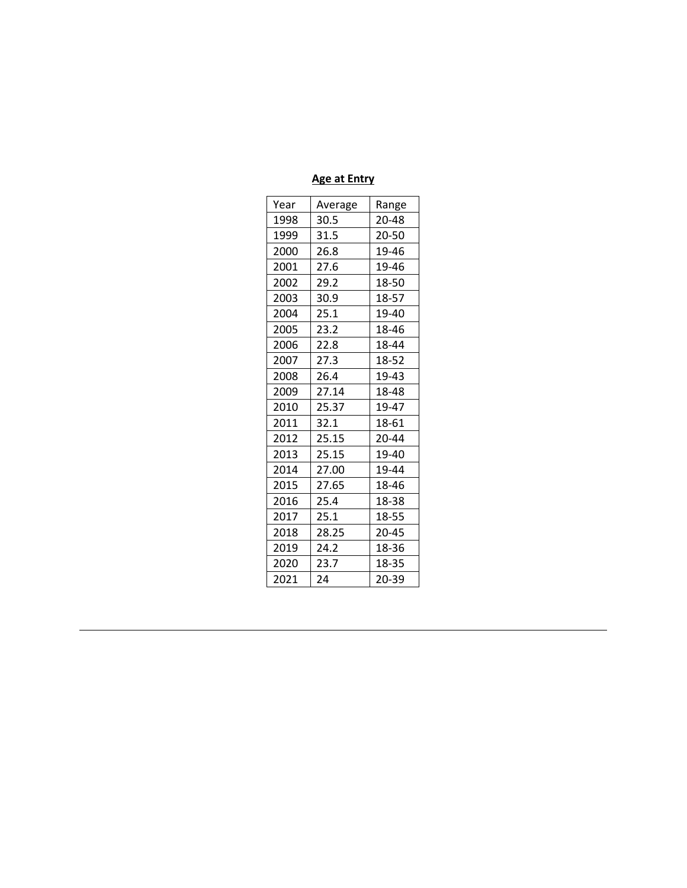**Age at Entry**

| Year | Average | Range |
|---|---|---|
| 1998 | 30.5 | 20-48 |
| 1999 | 31.5 | 20-50 |
| 2000 | 26.8 | 19-46 |
| 2001 | 27.6 | 19-46 |
| 2002 | 29.2 | 18-50 |
| 2003 | 30.9 | 18-57 |
| 2004 | 25.1 | 19-40 |
| 2005 | 23.2 | 18-46 |
| 2006 | 22.8 | 18-44 |
| 2007 | 27.3 | 18-52 |
| 2008 | 26.4 | 19-43 |
| 2009 | 27.14 | 18-48 |
| 2010 | 25.37 | 19-47 |
| 2011 | 32.1 | 18-61 |
| 2012 | 25.15 | 20-44 |
| 2013 | 25.15 | 19-40 |
| 2014 | 27.00 | 19-44 |
| 2015 | 27.65 | 18-46 |
| 2016 | 25.4 | 18-38 |
| 2017 | 25.1 | 18-55 |
| 2018 | 28.25 | 20-45 |
| 2019 | 24.2 | 18-36 |
| 2020 | 23.7 | 18-35 |
| 2021 | 24 | 20-39 |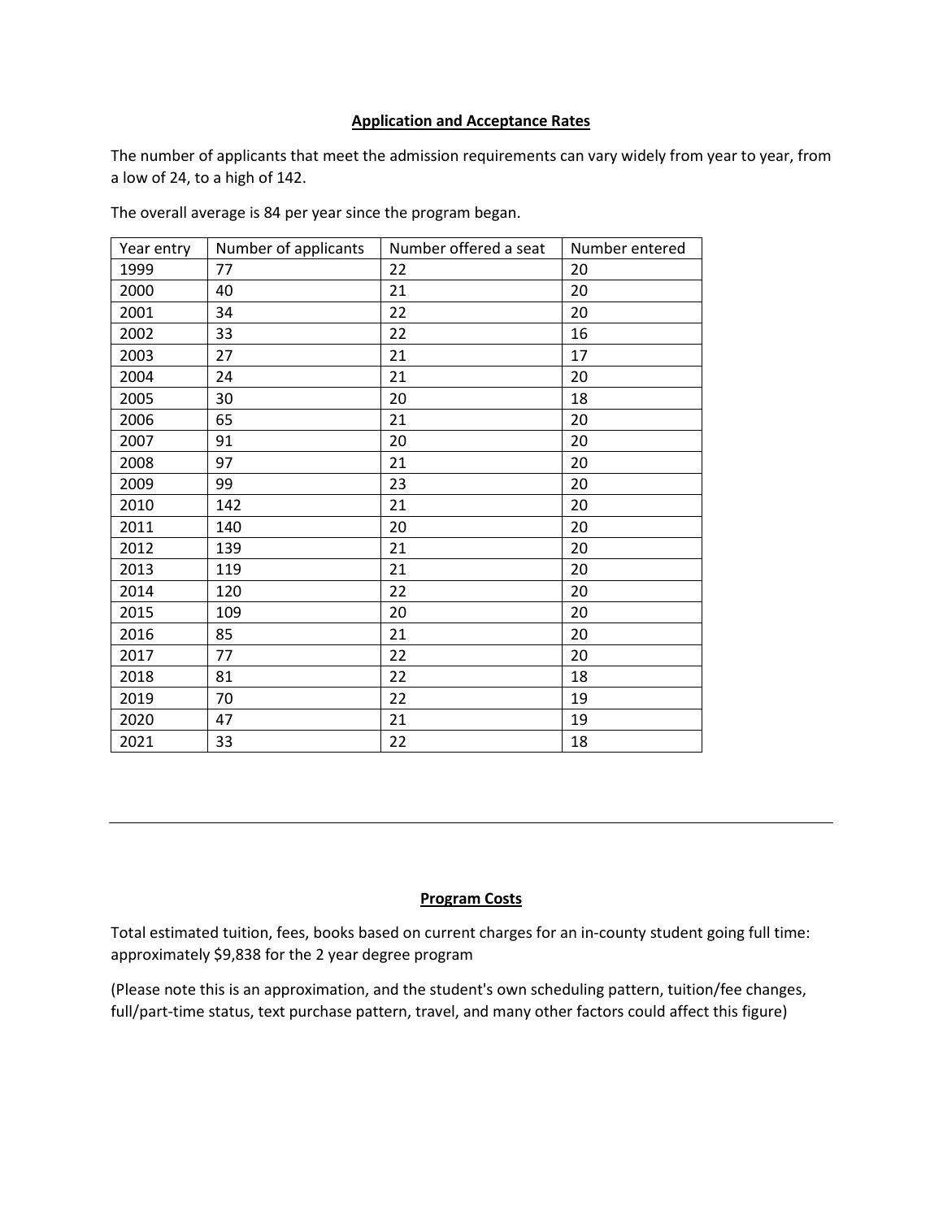## Application and Acceptance Rates

The number of applicants that meet the admission requirements can vary widely from year to year, from a low of 24, to a high of 142.

The overall average is 84 per year since the program began.

| Year entry | Number of applicants | Number offered a seat | Number entered |
|---|---|---|---|
| 1999 | 77 | 22 | 20 |
| 2000 | 40 | 21 | 20 |
| 2001 | 34 | 22 | 20 |
| 2002 | 33 | 22 | 16 |
| 2003 | 27 | 21 | 17 |
| 2004 | 24 | 21 | 20 |
| 2005 | 30 | 20 | 18 |
| 2006 | 65 | 21 | 20 |
| 2007 | 91 | 20 | 20 |
| 2008 | 97 | 21 | 20 |
| 2009 | 99 | 23 | 20 |
| 2010 | 142 | 21 | 20 |
| 2011 | 140 | 20 | 20 |
| 2012 | 139 | 21 | 20 |
| 2013 | 119 | 21 | 20 |
| 2014 | 120 | 22 | 20 |
| 2015 | 109 | 20 | 20 |
| 2016 | 85 | 21 | 20 |
| 2017 | 77 | 22 | 20 |
| 2018 | 81 | 22 | 18 |
| 2019 | 70 | 22 | 19 |
| 2020 | 47 | 21 | 19 |
| 2021 | 33 | 22 | 18 |

---

## Program Costs

Total estimated tuition, fees, books based on current charges for an in-county student going full time: approximately $9,838 for the 2 year degree program

(Please note this is an approximation, and the student's own scheduling pattern, tuition/fee changes, full/part-time status, text purchase pattern, travel, and many other factors could affect this figure)